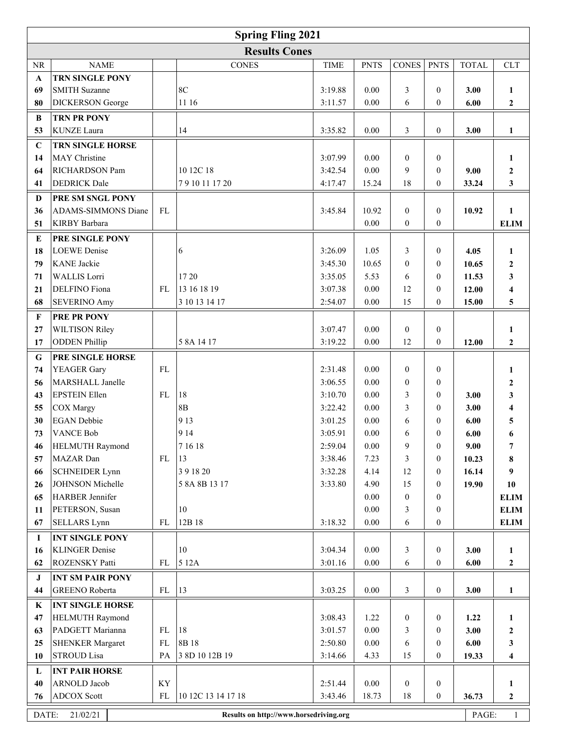# Spring Fling 2021

## Results Cones

| NR | NAME | | CONES | TIME | PNTS | CONES | PNTS | TOTAL | CLT |
|---|---|---|---|---|---|---|---|---|---|
| **A** | **TRN SINGLE PONY** | | | | | | | | |
| **69** | SMITH Suzanne | | 8C | 3:19.88 | 0.00 | 3 | 0 | **3.00** | **1** |
| **80** | DICKERSON George | | 11 16 | 3:11.57 | 0.00 | 6 | 0 | **6.00** | **2** |
| **B** | **TRN PR PONY** | | | | | | | | |
| **53** | KUNZE Laura | | 14 | 3:35.82 | 0.00 | 3 | 0 | **3.00** | **1** |
| **C** | **TRN SINGLE HORSE** | | | | | | | | |
| **14** | MAY Christine | | | 3:07.99 | 0.00 | 0 | 0 | | **1** |
| **64** | RICHARDSON Pam | | 10 12C 18 | 3:42.54 | 0.00 | 9 | 0 | **9.00** | **2** |
| **41** | DEDRICK Dale | | 7 9 10 11 17 20 | 4:17.47 | 15.24 | 18 | 0 | **33.24** | **3** |
| **D** | **PRE SM SNGL PONY** | | | | | | | | |
| **36** | ADAMS-SIMMONS Diane | FL | | 3:45.84 | 10.92 | 0 | 0 | **10.92** | **1** |
| **51** | KIRBY Barbara | | | | 0.00 | 0 | 0 | | **ELIM** |
| **E** | **PRE SINGLE PONY** | | | | | | | | |
| **18** | LOEWE Denise | | 6 | 3:26.09 | 1.05 | 3 | 0 | **4.05** | **1** |
| **79** | KANE Jackie | | | 3:45.30 | 10.65 | 0 | 0 | **10.65** | **2** |
| **71** | WALLIS Lorri | | 17 20 | 3:35.05 | 5.53 | 6 | 0 | **11.53** | **3** |
| **21** | DELFINO Fiona | FL | 13 16 18 19 | 3:07.38 | 0.00 | 12 | 0 | **12.00** | **4** |
| **68** | SEVERINO Amy | | 3 10 13 14 17 | 2:54.07 | 0.00 | 15 | 0 | **15.00** | **5** |
| **F** | **PRE PR PONY** | | | | | | | | |
| **27** | WILTISON Riley | | | 3:07.47 | 0.00 | 0 | 0 | | **1** |
| **17** | ODDEN Phillip | | 5 8A 14 17 | 3:19.22 | 0.00 | 12 | 0 | **12.00** | **2** |
| **G** | **PRE SINGLE HORSE** | | | | | | | | |
| **74** | YEAGER Gary | FL | | 2:31.48 | 0.00 | 0 | 0 | | **1** |
| **56** | MARSHALL Janelle | | | 3:06.55 | 0.00 | 0 | 0 | | **2** |
| **43** | EPSTEIN Ellen | FL | 18 | 3:10.70 | 0.00 | 3 | 0 | **3.00** | **3** |
| **55** | COX Margy | | 8B | 3:22.42 | 0.00 | 3 | 0 | **3.00** | **4** |
| **30** | EGAN Debbie | | 9 13 | 3:01.25 | 0.00 | 6 | 0 | **6.00** | **5** |
| **73** | VANCE Bob | | 9 14 | 3:05.91 | 0.00 | 6 | 0 | **6.00** | **6** |
| **46** | HELMUTH Raymond | | 7 16 18 | 2:59.04 | 0.00 | 9 | 0 | **9.00** | **7** |
| **57** | MAZAR Dan | FL | 13 | 3:38.46 | 7.23 | 3 | 0 | **10.23** | **8** |
| **66** | SCHNEIDER Lynn | | 3 9 18 20 | 3:32.28 | 4.14 | 12 | 0 | **16.14** | **9** |
| **26** | JOHNSON Michelle | | 5 8A 8B 13 17 | 3:33.80 | 4.90 | 15 | 0 | **19.90** | **10** |
| **65** | HARBER Jennifer | | | | 0.00 | 0 | 0 | | **ELIM** |
| **11** | PETERSON, Susan | | 10 | | 0.00 | 3 | 0 | | **ELIM** |
| **67** | SELLARS Lynn | FL | 12B 18 | 3:18.32 | 0.00 | 6 | 0 | | **ELIM** |
| **I** | **INT SINGLE PONY** | | | | | | | | |
| **16** | KLINGER Denise | | 10 | 3:04.34 | 0.00 | 3 | 0 | **3.00** | **1** |
| **62** | ROZENSKY Patti | FL | 5 12A | 3:01.16 | 0.00 | 6 | 0 | **6.00** | **2** |
| **J** | **INT SM PAIR PONY** | | | | | | | | |
| **44** | GREENO Roberta | FL | 13 | 3:03.25 | 0.00 | 3 | 0 | **3.00** | **1** |
| **K** | **INT SINGLE HORSE** | | | | | | | | |
| **47** | HELMUTH Raymond | | | 3:08.43 | 1.22 | 0 | 0 | **1.22** | **1** |
| **63** | PADGETT Marianna | FL | 18 | 3:01.57 | 0.00 | 3 | 0 | **3.00** | **2** |
| **25** | SHENKER Margaret | FL | 8B 18 | 2:50.80 | 0.00 | 6 | 0 | **6.00** | **3** |
| **10** | STROUD Lisa | PA | 3 8D 10 12B 19 | 3:14.66 | 4.33 | 15 | 0 | **19.33** | **4** |
| **L** | **INT PAIR HORSE** | | | | | | | | |
| **40** | ARNOLD Jacob | KY | | 2:51.44 | 0.00 | 0 | 0 | | **1** |
| **76** | ADCOX Scott | FL | 10 12C 13 14 17 18 | 3:43.46 | 18.73 | 18 | 0 | **36.73** | **2** |

DATE: 21/02/21 | **Results on http://www.horsedriving.org**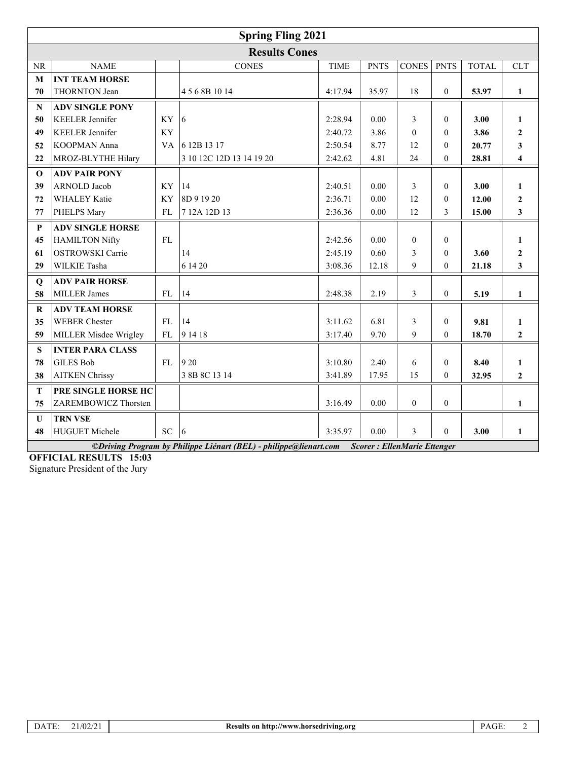# Spring Fling 2021

## Results Cones

| NR | NAME | | CONES | TIME | PNTS | CONES | PNTS | TOTAL | CLT |
|---|---|---|---|---|---|---|---|---|---|
| **M** | **INT TEAM HORSE** | | | | | | | | |
| **70** | THORNTON Jean | | 4 5 6 8B 10 14 | 4:17.94 | 35.97 | 18 | 0 | **53.97** | **1** |
| **N** | **ADV SINGLE PONY** | | | | | | | | |
| **50** | KEELER Jennifer | KY | 6 | 2:28.94 | 0.00 | 3 | 0 | **3.00** | **1** |
| **49** | KEELER Jennifer | KY | | 2:40.72 | 3.86 | 0 | 0 | **3.86** | **2** |
| **52** | KOOPMAN Anna | VA | 6 12B 13 17 | 2:50.54 | 8.77 | 12 | 0 | **20.77** | **3** |
| **22** | MROZ-BLYTHE Hilary | | 3 10 12C 12D 13 14 19 20 | 2:42.62 | 4.81 | 24 | 0 | **28.81** | **4** |
| **O** | **ADV PAIR PONY** | | | | | | | | |
| **39** | ARNOLD Jacob | KY | 14 | 2:40.51 | 0.00 | 3 | 0 | **3.00** | **1** |
| **72** | WHALEY Katie | KY | 8D 9 19 20 | 2:36.71 | 0.00 | 12 | 0 | **12.00** | **2** |
| **77** | PHELPS Mary | FL | 7 12A 12D 13 | 2:36.36 | 0.00 | 12 | 3 | **15.00** | **3** |
| **P** | **ADV SINGLE HORSE** | | | | | | | | |
| **45** | HAMILTON Nifty | FL | | 2:42.56 | 0.00 | 0 | 0 | | **1** |
| **61** | OSTROWSKI Carrie | | 14 | 2:45.19 | 0.60 | 3 | 0 | **3.60** | **2** |
| **29** | WILKIE Tasha | | 6 14 20 | 3:08.36 | 12.18 | 9 | 0 | **21.18** | **3** |
| **Q** | **ADV PAIR HORSE** | | | | | | | | |
| **58** | MILLER James | FL | 14 | 2:48.38 | 2.19 | 3 | 0 | **5.19** | **1** |
| **R** | **ADV TEAM HORSE** | | | | | | | | |
| **35** | WEBER Chester | FL | 14 | 3:11.62 | 6.81 | 3 | 0 | **9.81** | **1** |
| **59** | MILLER Misdee Wrigley | FL | 9 14 18 | 3:17.40 | 9.70 | 9 | 0 | **18.70** | **2** |
| **S** | **INTER PARA CLASS** | | | | | | | | |
| **78** | GILES Bob | FL | 9 20 | 3:10.80 | 2.40 | 6 | 0 | **8.40** | **1** |
| **38** | AITKEN Chrissy | | 3 8B 8C 13 14 | 3:41.89 | 17.95 | 15 | 0 | **32.95** | **2** |
| **T** | **PRE SINGLE HORSE HC** | | | | | | | | |
| **75** | ZAREMBOWICZ Thorsten | | | 3:16.49 | 0.00 | 0 | 0 | | **1** |
| **U** | **TRN VSE** | | | | | | | | |
| **48** | HUGUET Michele | SC | 6 | 3:35.97 | 0.00 | 3 | 0 | **3.00** | **1** |

***©Driving Program by Philippe Liénart (BEL) - philippe@lienart.com     Scorer : EllenMarie Ettenger***

**OFFICIAL RESULTS 15:03**

Signature President of the Jury

DATE: 21/02/21 — **Results on http://www.horsedriving.org**